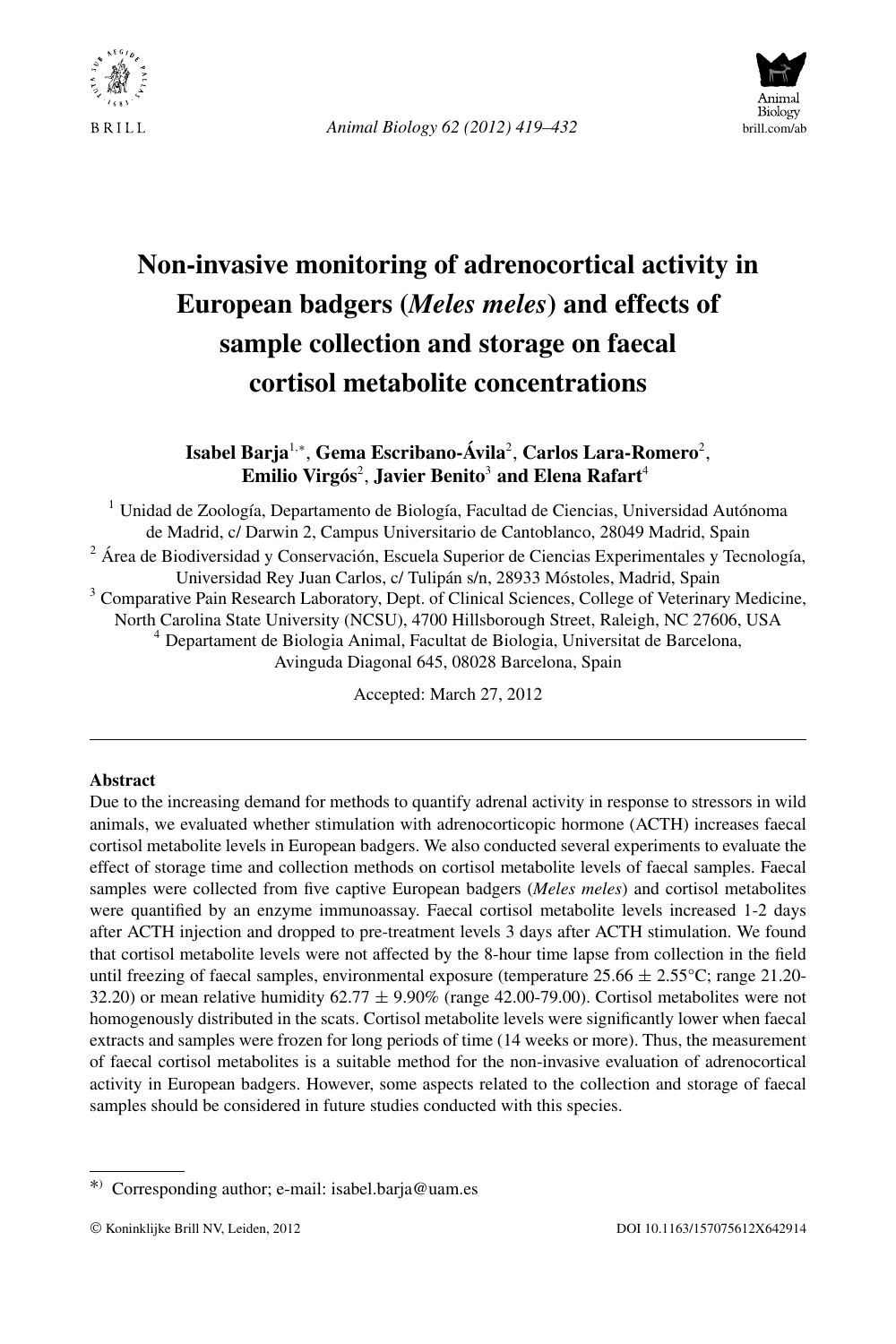# Non-invasive monitoring of adrenocortical activity in European badgers (*Meles meles*) and effects of sample collection and storage on faecal cortisol metabolite concentrations

**Isabel Barja**[1,*], **Gema Escribano-Ávila**[2], **Carlos Lara-Romero**[2], **Emilio Virgós**[2], **Javier Benito**[3] **and Elena Rafart**[4]

[1] Unidad de Zoología, Departamento de Biología, Facultad de Ciencias, Universidad Autónoma de Madrid, c/ Darwin 2, Campus Universitario de Cantoblanco, 28049 Madrid, Spain

[2] Área de Biodiversidad y Conservación, Escuela Superior de Ciencias Experimentales y Tecnología, Universidad Rey Juan Carlos, c/ Tulipán s/n, 28933 Móstoles, Madrid, Spain

[3] Comparative Pain Research Laboratory, Dept. of Clinical Sciences, College of Veterinary Medicine, North Carolina State University (NCSU), 4700 Hillsborough Street, Raleigh, NC 27606, USA

[4] Departament de Biologia Animal, Facultat de Biologia, Universitat de Barcelona, Avinguda Diagonal 645, 08028 Barcelona, Spain

Accepted: March 27, 2012

---

**Abstract**

Due to the increasing demand for methods to quantify adrenal activity in response to stressors in wild animals, we evaluated whether stimulation with adrenocorticopic hormone (ACTH) increases faecal cortisol metabolite levels in European badgers. We also conducted several experiments to evaluate the effect of storage time and collection methods on cortisol metabolite levels of faecal samples. Faecal samples were collected from five captive European badgers (*Meles meles*) and cortisol metabolites were quantified by an enzyme immunoassay. Faecal cortisol metabolite levels increased 1-2 days after ACTH injection and dropped to pre-treatment levels 3 days after ACTH stimulation. We found that cortisol metabolite levels were not affected by the 8-hour time lapse from collection in the field until freezing of faecal samples, environmental exposure (temperature $25.66 \pm 2.55$°C; range 21.20-32.20) or mean relative humidity $62.77 \pm 9.90$% (range 42.00-79.00). Cortisol metabolites were not homogenously distributed in the scats. Cortisol metabolite levels were significantly lower when faecal extracts and samples were frozen for long periods of time (14 weeks or more). Thus, the measurement of faecal cortisol metabolites is a suitable method for the non-invasive evaluation of adrenocortical activity in European badgers. However, some aspects related to the collection and storage of faecal samples should be considered in future studies conducted with this species.

---

*) Corresponding author; e-mail: isabel.barja@uam.es

© Koninklijke Brill NV, Leiden, 2012 DOI 10.1163/157075612X642914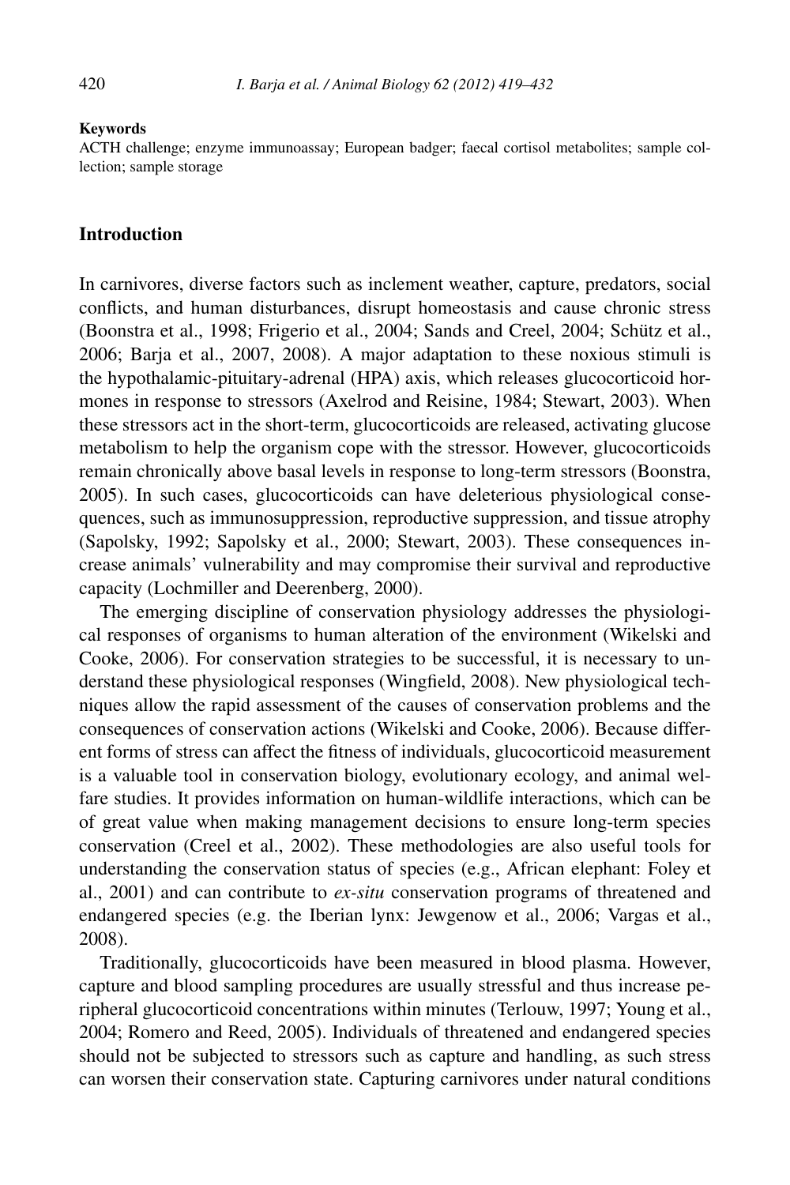**Keywords**

ACTH challenge; enzyme immunoassay; European badger; faecal cortisol metabolites; sample collection; sample storage

## Introduction

In carnivores, diverse factors such as inclement weather, capture, predators, social conflicts, and human disturbances, disrupt homeostasis and cause chronic stress (Boonstra et al., 1998; Frigerio et al., 2004; Sands and Creel, 2004; Schütz et al., 2006; Barja et al., 2007, 2008). A major adaptation to these noxious stimuli is the hypothalamic-pituitary-adrenal (HPA) axis, which releases glucocorticoid hormones in response to stressors (Axelrod and Reisine, 1984; Stewart, 2003). When these stressors act in the short-term, glucocorticoids are released, activating glucose metabolism to help the organism cope with the stressor. However, glucocorticoids remain chronically above basal levels in response to long-term stressors (Boonstra, 2005). In such cases, glucocorticoids can have deleterious physiological consequences, such as immunosuppression, reproductive suppression, and tissue atrophy (Sapolsky, 1992; Sapolsky et al., 2000; Stewart, 2003). These consequences increase animals' vulnerability and may compromise their survival and reproductive capacity (Lochmiller and Deerenberg, 2000).

The emerging discipline of conservation physiology addresses the physiological responses of organisms to human alteration of the environment (Wikelski and Cooke, 2006). For conservation strategies to be successful, it is necessary to understand these physiological responses (Wingfield, 2008). New physiological techniques allow the rapid assessment of the causes of conservation problems and the consequences of conservation actions (Wikelski and Cooke, 2006). Because different forms of stress can affect the fitness of individuals, glucocorticoid measurement is a valuable tool in conservation biology, evolutionary ecology, and animal welfare studies. It provides information on human-wildlife interactions, which can be of great value when making management decisions to ensure long-term species conservation (Creel et al., 2002). These methodologies are also useful tools for understanding the conservation status of species (e.g., African elephant: Foley et al., 2001) and can contribute to *ex-situ* conservation programs of threatened and endangered species (e.g. the Iberian lynx: Jewgenow et al., 2006; Vargas et al., 2008).

Traditionally, glucocorticoids have been measured in blood plasma. However, capture and blood sampling procedures are usually stressful and thus increase peripheral glucocorticoid concentrations within minutes (Terlouw, 1997; Young et al., 2004; Romero and Reed, 2005). Individuals of threatened and endangered species should not be subjected to stressors such as capture and handling, as such stress can worsen their conservation state. Capturing carnivores under natural conditions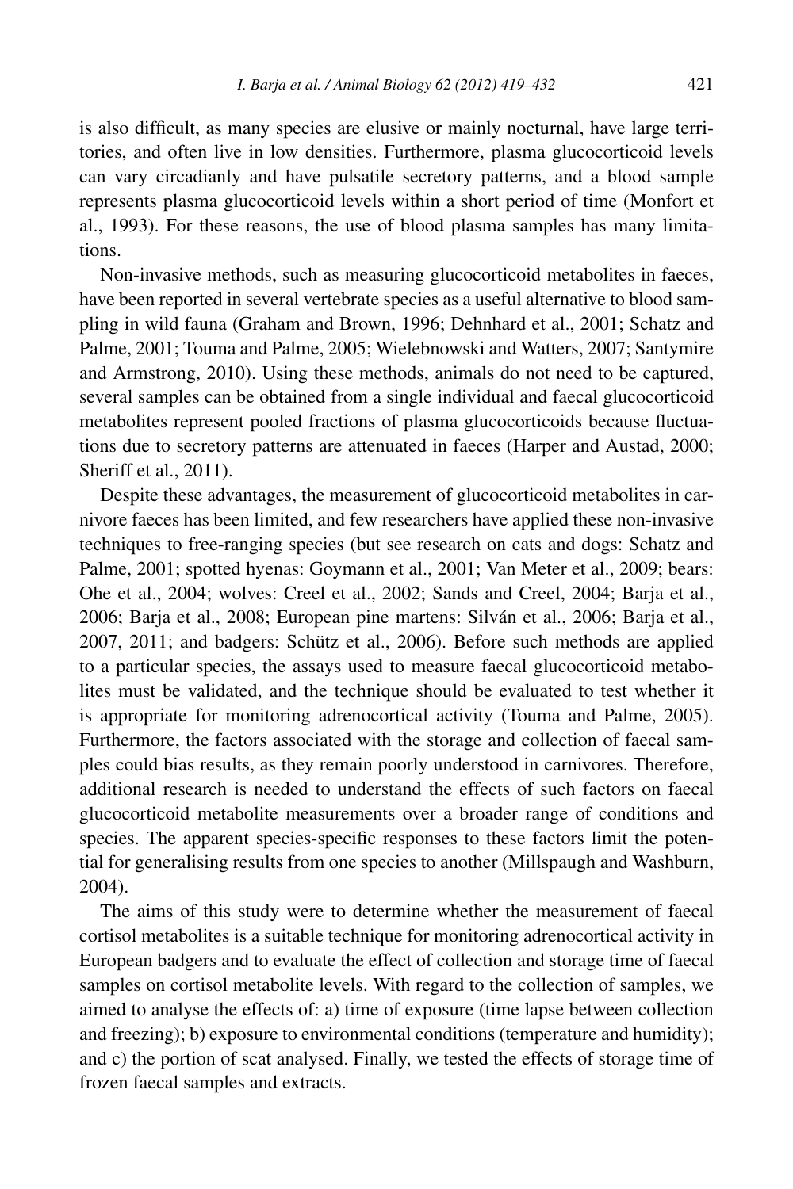is also difficult, as many species are elusive or mainly nocturnal, have large territories, and often live in low densities. Furthermore, plasma glucocorticoid levels can vary circadianly and have pulsatile secretory patterns, and a blood sample represents plasma glucocorticoid levels within a short period of time (Monfort et al., 1993). For these reasons, the use of blood plasma samples has many limitations.

Non-invasive methods, such as measuring glucocorticoid metabolites in faeces, have been reported in several vertebrate species as a useful alternative to blood sampling in wild fauna (Graham and Brown, 1996; Dehnhard et al., 2001; Schatz and Palme, 2001; Touma and Palme, 2005; Wielebnowski and Watters, 2007; Santymire and Armstrong, 2010). Using these methods, animals do not need to be captured, several samples can be obtained from a single individual and faecal glucocorticoid metabolites represent pooled fractions of plasma glucocorticoids because fluctuations due to secretory patterns are attenuated in faeces (Harper and Austad, 2000; Sheriff et al., 2011).

Despite these advantages, the measurement of glucocorticoid metabolites in carnivore faeces has been limited, and few researchers have applied these non-invasive techniques to free-ranging species (but see research on cats and dogs: Schatz and Palme, 2001; spotted hyenas: Goymann et al., 2001; Van Meter et al., 2009; bears: Ohe et al., 2004; wolves: Creel et al., 2002; Sands and Creel, 2004; Barja et al., 2006; Barja et al., 2008; European pine martens: Silván et al., 2006; Barja et al., 2007, 2011; and badgers: Schütz et al., 2006). Before such methods are applied to a particular species, the assays used to measure faecal glucocorticoid metabolites must be validated, and the technique should be evaluated to test whether it is appropriate for monitoring adrenocortical activity (Touma and Palme, 2005). Furthermore, the factors associated with the storage and collection of faecal samples could bias results, as they remain poorly understood in carnivores. Therefore, additional research is needed to understand the effects of such factors on faecal glucocorticoid metabolite measurements over a broader range of conditions and species. The apparent species-specific responses to these factors limit the potential for generalising results from one species to another (Millspaugh and Washburn, 2004).

The aims of this study were to determine whether the measurement of faecal cortisol metabolites is a suitable technique for monitoring adrenocortical activity in European badgers and to evaluate the effect of collection and storage time of faecal samples on cortisol metabolite levels. With regard to the collection of samples, we aimed to analyse the effects of: a) time of exposure (time lapse between collection and freezing); b) exposure to environmental conditions (temperature and humidity); and c) the portion of scat analysed. Finally, we tested the effects of storage time of frozen faecal samples and extracts.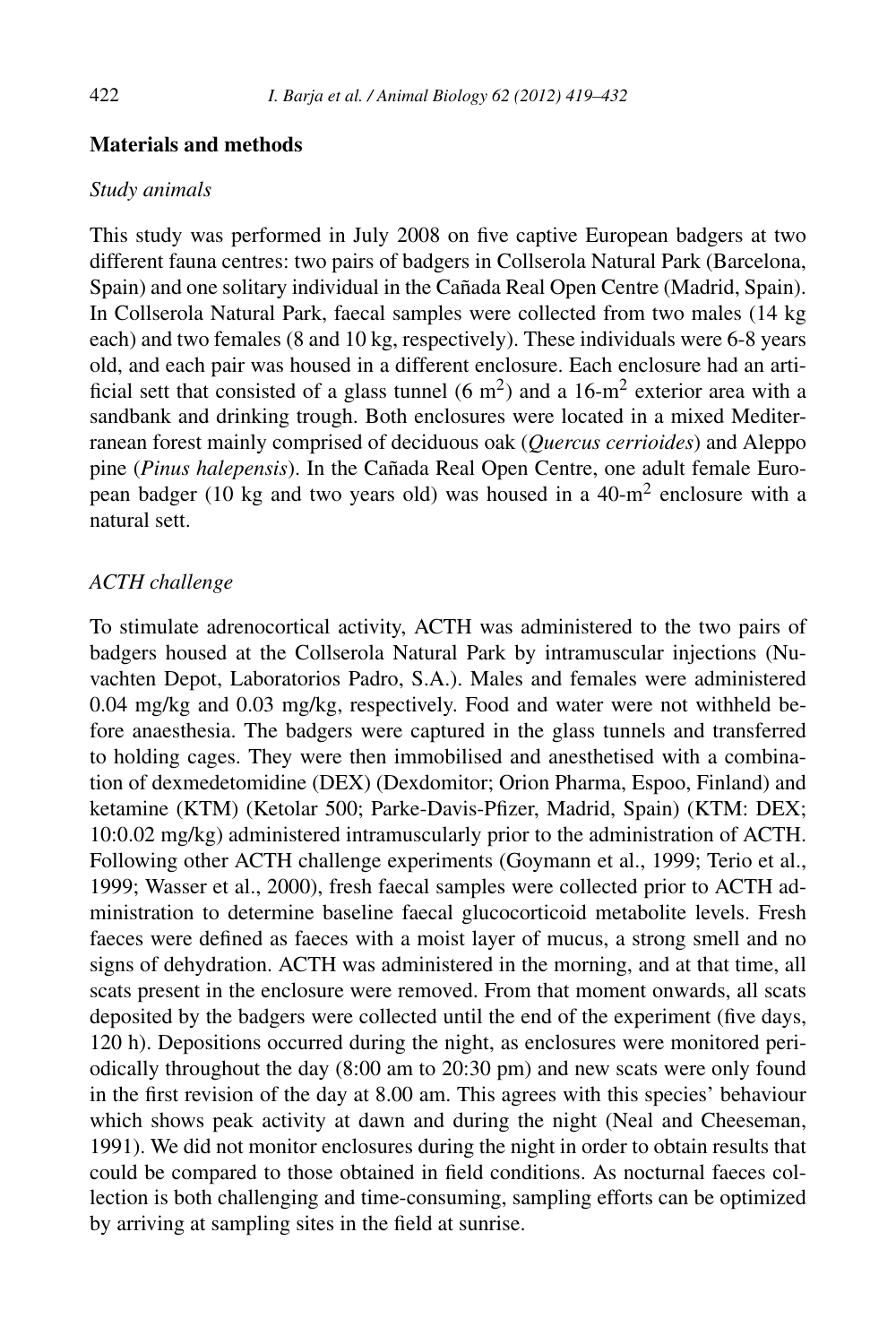## Materials and methods

### *Study animals*

This study was performed in July 2008 on five captive European badgers at two different fauna centres: two pairs of badgers in Collserola Natural Park (Barcelona, Spain) and one solitary individual in the Cañada Real Open Centre (Madrid, Spain). In Collserola Natural Park, faecal samples were collected from two males (14 kg each) and two females (8 and 10 kg, respectively). These individuals were 6-8 years old, and each pair was housed in a different enclosure. Each enclosure had an artificial sett that consisted of a glass tunnel (6 $m^2$) and a 16-$m^2$ exterior area with a sandbank and drinking trough. Both enclosures were located in a mixed Mediterranean forest mainly comprised of deciduous oak (*Quercus cerrioides*) and Aleppo pine (*Pinus halepensis*). In the Cañada Real Open Centre, one adult female European badger (10 kg and two years old) was housed in a 40-$m^2$ enclosure with a natural sett.

### *ACTH challenge*

To stimulate adrenocortical activity, ACTH was administered to the two pairs of badgers housed at the Collserola Natural Park by intramuscular injections (Nuvachten Depot, Laboratorios Padro, S.A.). Males and females were administered 0.04 mg/kg and 0.03 mg/kg, respectively. Food and water were not withheld before anaesthesia. The badgers were captured in the glass tunnels and transferred to holding cages. They were then immobilised and anesthetised with a combination of dexmedetomidine (DEX) (Dexdomitor; Orion Pharma, Espoo, Finland) and ketamine (KTM) (Ketolar 500; Parke-Davis-Pfizer, Madrid, Spain) (KTM: DEX; 10:0.02 mg/kg) administered intramuscularly prior to the administration of ACTH. Following other ACTH challenge experiments (Goymann et al., 1999; Terio et al., 1999; Wasser et al., 2000), fresh faecal samples were collected prior to ACTH administration to determine baseline faecal glucocorticoid metabolite levels. Fresh faeces were defined as faeces with a moist layer of mucus, a strong smell and no signs of dehydration. ACTH was administered in the morning, and at that time, all scats present in the enclosure were removed. From that moment onwards, all scats deposited by the badgers were collected until the end of the experiment (five days, 120 h). Depositions occurred during the night, as enclosures were monitored periodically throughout the day (8:00 am to 20:30 pm) and new scats were only found in the first revision of the day at 8.00 am. This agrees with this species' behaviour which shows peak activity at dawn and during the night (Neal and Cheeseman, 1991). We did not monitor enclosures during the night in order to obtain results that could be compared to those obtained in field conditions. As nocturnal faeces collection is both challenging and time-consuming, sampling efforts can be optimized by arriving at sampling sites in the field at sunrise.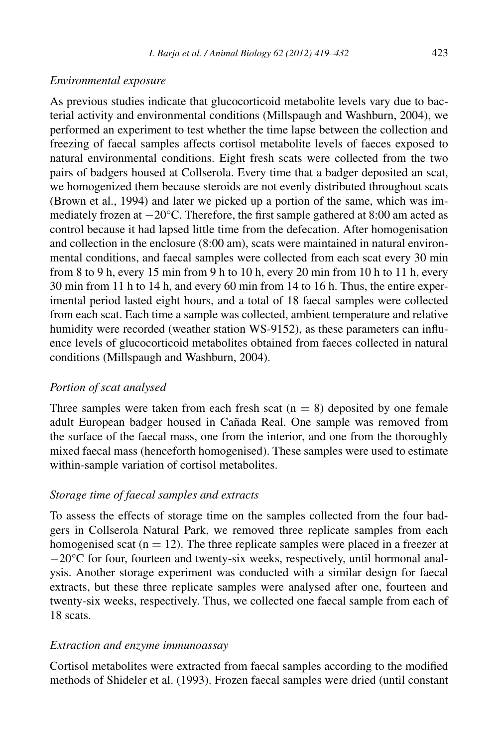*Environmental exposure*

As previous studies indicate that glucocorticoid metabolite levels vary due to bacterial activity and environmental conditions (Millspaugh and Washburn, 2004), we performed an experiment to test whether the time lapse between the collection and freezing of faecal samples affects cortisol metabolite levels of faeces exposed to natural environmental conditions. Eight fresh scats were collected from the two pairs of badgers housed at Collserola. Every time that a badger deposited an scat, we homogenized them because steroids are not evenly distributed throughout scats (Brown et al., 1994) and later we picked up a portion of the same, which was immediately frozen at −20°C. Therefore, the first sample gathered at 8:00 am acted as control because it had lapsed little time from the defecation. After homogenisation and collection in the enclosure (8:00 am), scats were maintained in natural environmental conditions, and faecal samples were collected from each scat every 30 min from 8 to 9 h, every 15 min from 9 h to 10 h, every 20 min from 10 h to 11 h, every 30 min from 11 h to 14 h, and every 60 min from 14 to 16 h. Thus, the entire experimental period lasted eight hours, and a total of 18 faecal samples were collected from each scat. Each time a sample was collected, ambient temperature and relative humidity were recorded (weather station WS-9152), as these parameters can influence levels of glucocorticoid metabolites obtained from faeces collected in natural conditions (Millspaugh and Washburn, 2004).

*Portion of scat analysed*

Three samples were taken from each fresh scat ($n = 8$) deposited by one female adult European badger housed in Cañada Real. One sample was removed from the surface of the faecal mass, one from the interior, and one from the thoroughly mixed faecal mass (henceforth homogenised). These samples were used to estimate within-sample variation of cortisol metabolites.

*Storage time of faecal samples and extracts*

To assess the effects of storage time on the samples collected from the four badgers in Collserola Natural Park, we removed three replicate samples from each homogenised scat ($n = 12$). The three replicate samples were placed in a freezer at −20°C for four, fourteen and twenty-six weeks, respectively, until hormonal analysis. Another storage experiment was conducted with a similar design for faecal extracts, but these three replicate samples were analysed after one, fourteen and twenty-six weeks, respectively. Thus, we collected one faecal sample from each of 18 scats.

*Extraction and enzyme immunoassay*

Cortisol metabolites were extracted from faecal samples according to the modified methods of Shideler et al. (1993). Frozen faecal samples were dried (until constant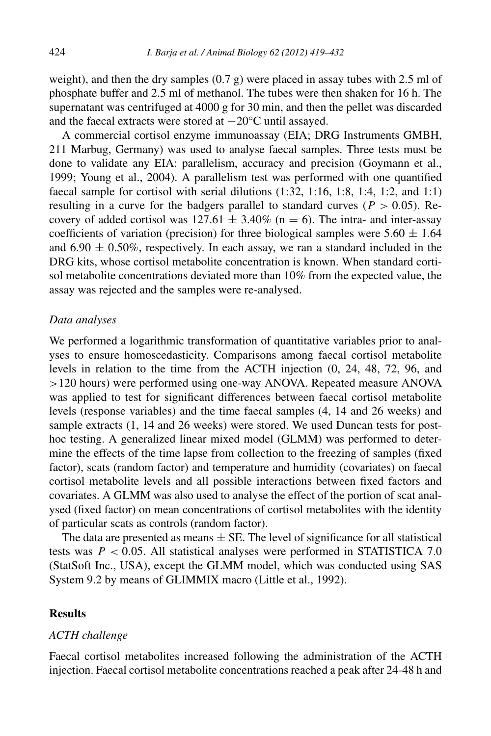weight), and then the dry samples (0.7 g) were placed in assay tubes with 2.5 ml of phosphate buffer and 2.5 ml of methanol. The tubes were then shaken for 16 h. The supernatant was centrifuged at 4000 g for 30 min, and then the pellet was discarded and the faecal extracts were stored at −20°C until assayed.

A commercial cortisol enzyme immunoassay (EIA; DRG Instruments GMBH, 211 Marbug, Germany) was used to analyse faecal samples. Three tests must be done to validate any EIA: parallelism, accuracy and precision (Goymann et al., 1999; Young et al., 2004). A parallelism test was performed with one quantified faecal sample for cortisol with serial dilutions (1:32, 1:16, 1:8, 1:4, 1:2, and 1:1) resulting in a curve for the badgers parallel to standard curves ($P > 0.05$). Recovery of added cortisol was $127.61 \pm 3.40\%$ ($n = 6$). The intra- and inter-assay coefficients of variation (precision) for three biological samples were $5.60 \pm 1.64$ and $6.90 \pm 0.50\%$, respectively. In each assay, we ran a standard included in the DRG kits, whose cortisol metabolite concentration is known. When standard cortisol metabolite concentrations deviated more than 10% from the expected value, the assay was rejected and the samples were re-analysed.

### *Data analyses*

We performed a logarithmic transformation of quantitative variables prior to analyses to ensure homoscedasticity. Comparisons among faecal cortisol metabolite levels in relation to the time from the ACTH injection (0, 24, 48, 72, 96, and >120 hours) were performed using one-way ANOVA. Repeated measure ANOVA was applied to test for significant differences between faecal cortisol metabolite levels (response variables) and the time faecal samples (4, 14 and 26 weeks) and sample extracts (1, 14 and 26 weeks) were stored. We used Duncan tests for post-hoc testing. A generalized linear mixed model (GLMM) was performed to determine the effects of the time lapse from collection to the freezing of samples (fixed factor), scats (random factor) and temperature and humidity (covariates) on faecal cortisol metabolite levels and all possible interactions between fixed factors and covariates. A GLMM was also used to analyse the effect of the portion of scat analysed (fixed factor) on mean concentrations of cortisol metabolites with the identity of particular scats as controls (random factor).

The data are presented as means ± SE. The level of significance for all statistical tests was $P < 0.05$. All statistical analyses were performed in STATISTICA 7.0 (StatSoft Inc., USA), except the GLMM model, which was conducted using SAS System 9.2 by means of GLIMMIX macro (Little et al., 1992).

## Results

### *ACTH challenge*

Faecal cortisol metabolites increased following the administration of the ACTH injection. Faecal cortisol metabolite concentrations reached a peak after 24-48 h and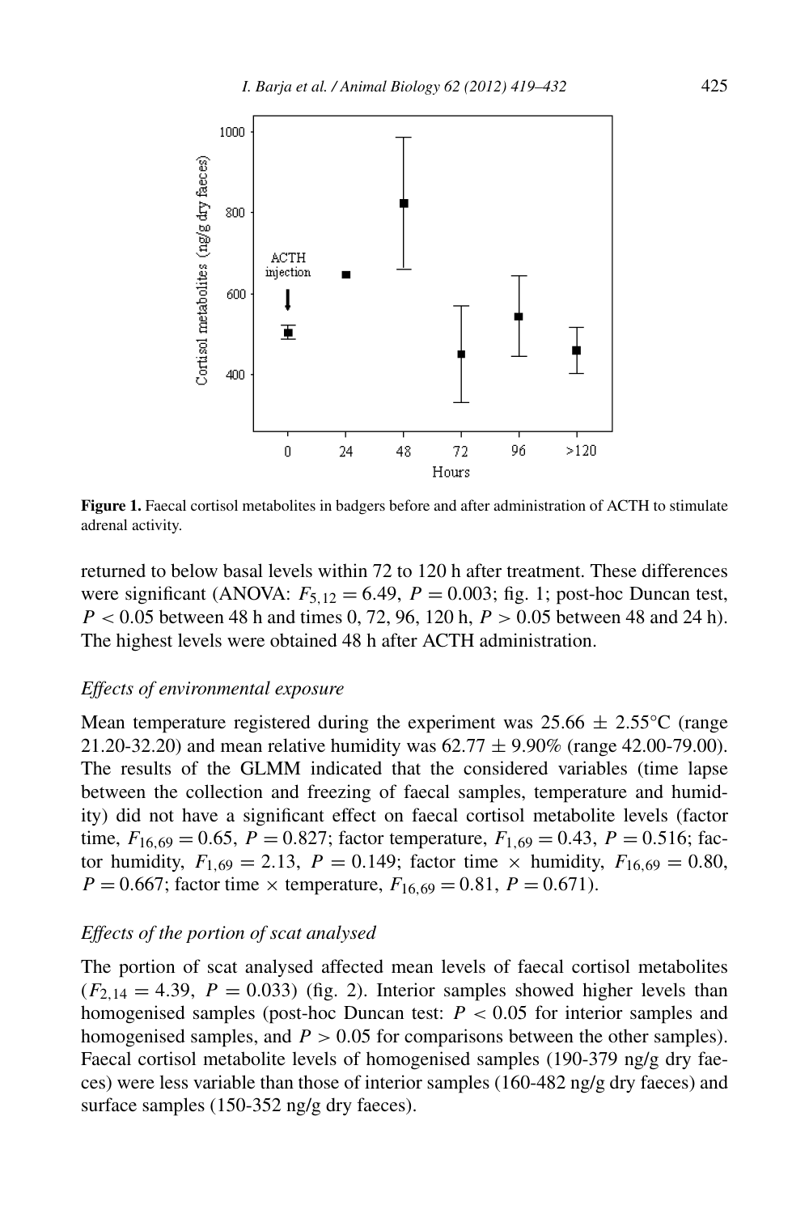Figure 1. Faecal cortisol metabolites in badgers before and after administration of ACTH to stimulate adrenal activity.

returned to below basal levels within 72 to 120 h after treatment. These differences were significant (ANOVA: $F_{5,12} = 6.49$, $P = 0.003$; fig. 1; post-hoc Duncan test, $P < 0.05$ between 48 h and times 0, 72, 96, 120 h, $P > 0.05$ between 48 and 24 h). The highest levels were obtained 48 h after ACTH administration.

### *Effects of environmental exposure*

Mean temperature registered during the experiment was 25.66 ± 2.55°C (range 21.20-32.20) and mean relative humidity was 62.77 ± 9.90% (range 42.00-79.00). The results of the GLMM indicated that the considered variables (time lapse between the collection and freezing of faecal samples, temperature and humidity) did not have a significant effect on faecal cortisol metabolite levels (factor time, $F_{16,69} = 0.65$, $P = 0.827$; factor temperature, $F_{1,69} = 0.43$, $P = 0.516$; factor humidity, $F_{1,69} = 2.13$, $P = 0.149$; factor time × humidity, $F_{16,69} = 0.80$, $P = 0.667$; factor time × temperature, $F_{16,69} = 0.81$, $P = 0.671$).

### *Effects of the portion of scat analysed*

The portion of scat analysed affected mean levels of faecal cortisol metabolites ($F_{2,14} = 4.39$, $P = 0.033$) (fig. 2). Interior samples showed higher levels than homogenised samples (post-hoc Duncan test: $P < 0.05$ for interior samples and homogenised samples, and $P > 0.05$ for comparisons between the other samples). Faecal cortisol metabolite levels of homogenised samples (190-379 ng/g dry faeces) were less variable than those of interior samples (160-482 ng/g dry faeces) and surface samples (150-352 ng/g dry faeces).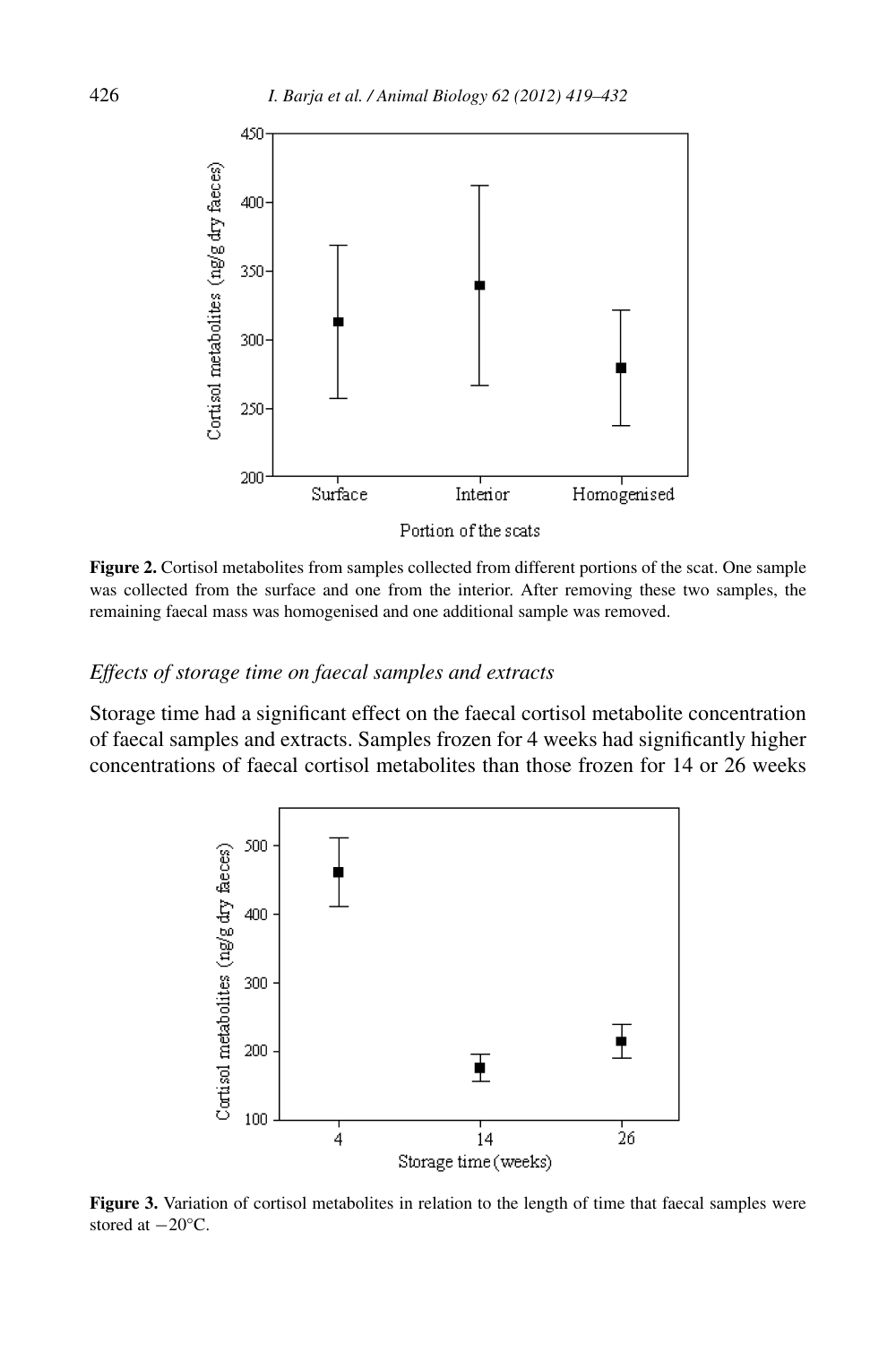Figure 2. Cortisol metabolites from samples collected from different portions of the scat. One sample was collected from the surface and one from the interior. After removing these two samples, the remaining faecal mass was homogenised and one additional sample was removed.

### *Effects of storage time on faecal samples and extracts*

Storage time had a significant effect on the faecal cortisol metabolite concentration of faecal samples and extracts. Samples frozen for 4 weeks had significantly higher concentrations of faecal cortisol metabolites than those frozen for 14 or 26 weeks

Figure 3. Variation of cortisol metabolites in relation to the length of time that faecal samples were stored at −20°C.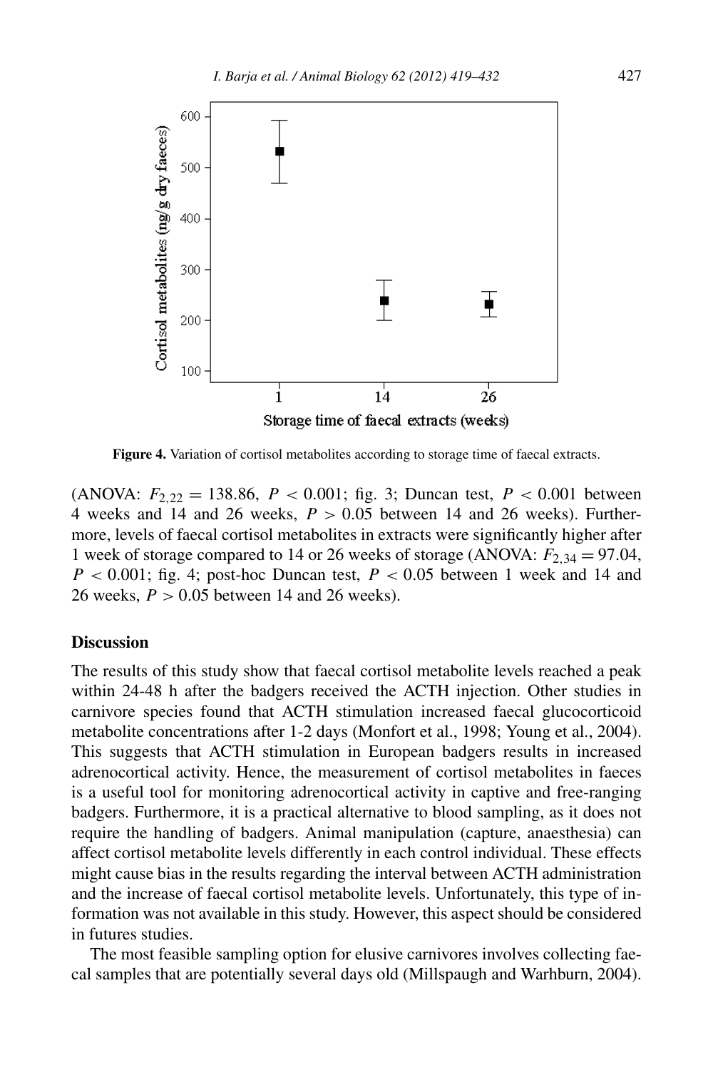Figure 4. Variation of cortisol metabolites according to storage time of faecal extracts.

(ANOVA: $F_{2,22} = 138.86$, $P < 0.001$; fig. 3; Duncan test, $P < 0.001$ between 4 weeks and 14 and 26 weeks, $P > 0.05$ between 14 and 26 weeks). Furthermore, levels of faecal cortisol metabolites in extracts were significantly higher after 1 week of storage compared to 14 or 26 weeks of storage (ANOVA: $F_{2,34} = 97.04$, $P < 0.001$; fig. 4; post-hoc Duncan test, $P < 0.05$ between 1 week and 14 and 26 weeks, $P > 0.05$ between 14 and 26 weeks).

## Discussion

The results of this study show that faecal cortisol metabolite levels reached a peak within 24-48 h after the badgers received the ACTH injection. Other studies in carnivore species found that ACTH stimulation increased faecal glucocorticoid metabolite concentrations after 1-2 days (Monfort et al., 1998; Young et al., 2004). This suggests that ACTH stimulation in European badgers results in increased adrenocortical activity. Hence, the measurement of cortisol metabolites in faeces is a useful tool for monitoring adrenocortical activity in captive and free-ranging badgers. Furthermore, it is a practical alternative to blood sampling, as it does not require the handling of badgers. Animal manipulation (capture, anaesthesia) can affect cortisol metabolite levels differently in each control individual. These effects might cause bias in the results regarding the interval between ACTH administration and the increase of faecal cortisol metabolite levels. Unfortunately, this type of information was not available in this study. However, this aspect should be considered in futures studies.

The most feasible sampling option for elusive carnivores involves collecting faecal samples that are potentially several days old (Millspaugh and Warhburn, 2004).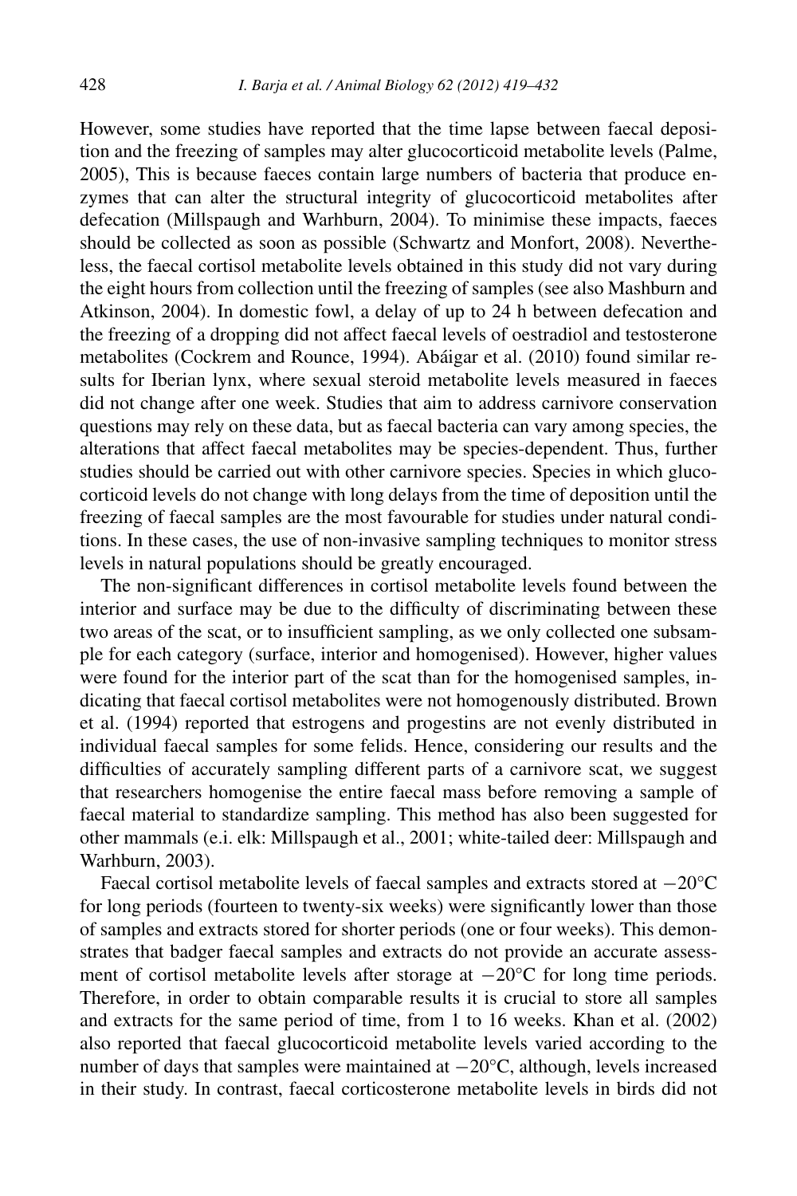However, some studies have reported that the time lapse between faecal deposition and the freezing of samples may alter glucocorticoid metabolite levels (Palme, 2005), This is because faeces contain large numbers of bacteria that produce enzymes that can alter the structural integrity of glucocorticoid metabolites after defecation (Millspaugh and Warhburn, 2004). To minimise these impacts, faeces should be collected as soon as possible (Schwartz and Monfort, 2008). Nevertheless, the faecal cortisol metabolite levels obtained in this study did not vary during the eight hours from collection until the freezing of samples (see also Mashburn and Atkinson, 2004). In domestic fowl, a delay of up to 24 h between defecation and the freezing of a dropping did not affect faecal levels of oestradiol and testosterone metabolites (Cockrem and Rounce, 1994). Abáigar et al. (2010) found similar results for Iberian lynx, where sexual steroid metabolite levels measured in faeces did not change after one week. Studies that aim to address carnivore conservation questions may rely on these data, but as faecal bacteria can vary among species, the alterations that affect faecal metabolites may be species-dependent. Thus, further studies should be carried out with other carnivore species. Species in which glucocorticoid levels do not change with long delays from the time of deposition until the freezing of faecal samples are the most favourable for studies under natural conditions. In these cases, the use of non-invasive sampling techniques to monitor stress levels in natural populations should be greatly encouraged.

The non-significant differences in cortisol metabolite levels found between the interior and surface may be due to the difficulty of discriminating between these two areas of the scat, or to insufficient sampling, as we only collected one subsample for each category (surface, interior and homogenised). However, higher values were found for the interior part of the scat than for the homogenised samples, indicating that faecal cortisol metabolites were not homogenously distributed. Brown et al. (1994) reported that estrogens and progestins are not evenly distributed in individual faecal samples for some felids. Hence, considering our results and the difficulties of accurately sampling different parts of a carnivore scat, we suggest that researchers homogenise the entire faecal mass before removing a sample of faecal material to standardize sampling. This method has also been suggested for other mammals (e.i. elk: Millspaugh et al., 2001; white-tailed deer: Millspaugh and Warhburn, 2003).

Faecal cortisol metabolite levels of faecal samples and extracts stored at −20°C for long periods (fourteen to twenty-six weeks) were significantly lower than those of samples and extracts stored for shorter periods (one or four weeks). This demonstrates that badger faecal samples and extracts do not provide an accurate assessment of cortisol metabolite levels after storage at −20°C for long time periods. Therefore, in order to obtain comparable results it is crucial to store all samples and extracts for the same period of time, from 1 to 16 weeks. Khan et al. (2002) also reported that faecal glucocorticoid metabolite levels varied according to the number of days that samples were maintained at −20°C, although, levels increased in their study. In contrast, faecal corticosterone metabolite levels in birds did not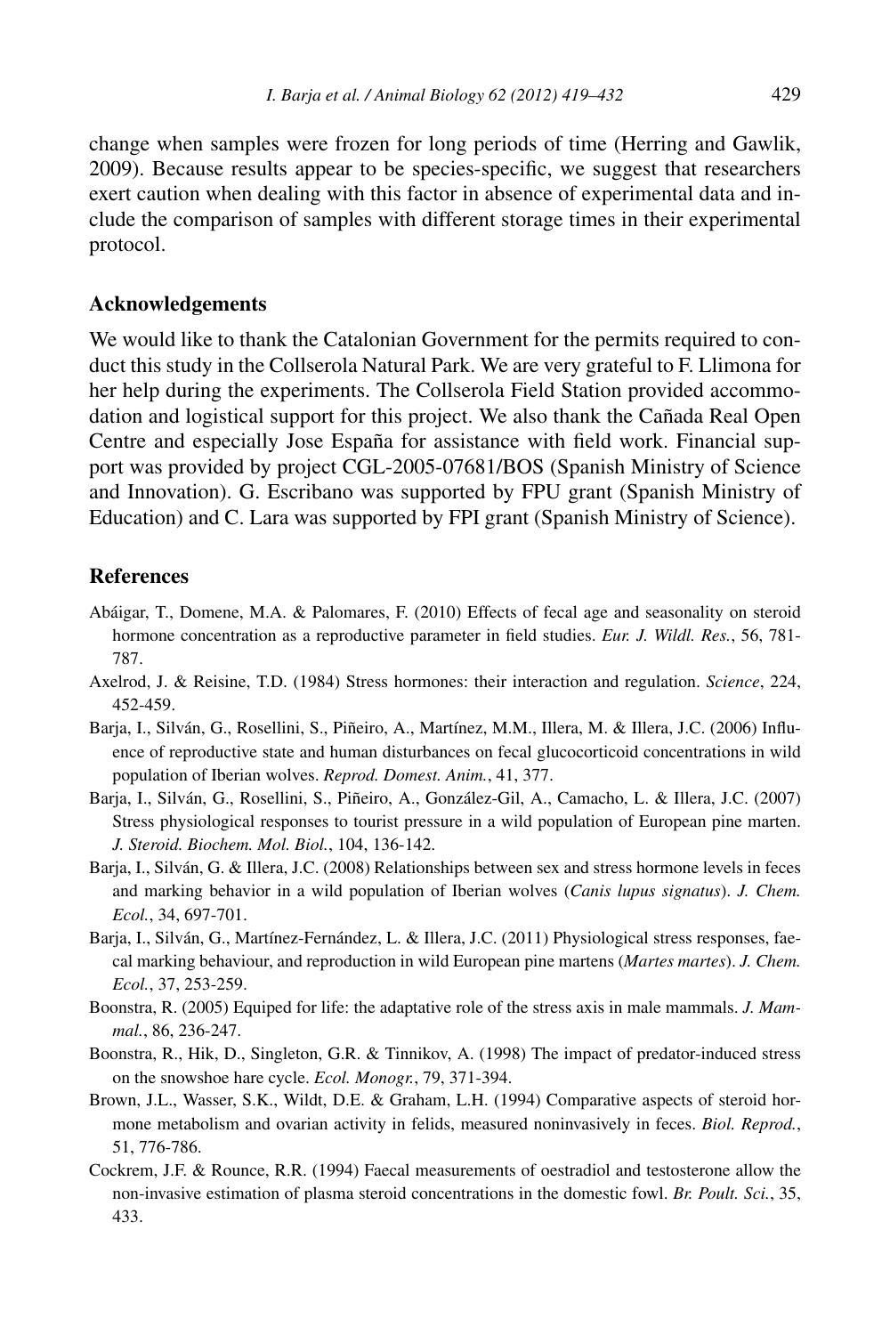change when samples were frozen for long periods of time (Herring and Gawlik, 2009). Because results appear to be species-specific, we suggest that researchers exert caution when dealing with this factor in absence of experimental data and include the comparison of samples with different storage times in their experimental protocol.

## Acknowledgements

We would like to thank the Catalonian Government for the permits required to conduct this study in the Collserola Natural Park. We are very grateful to F. Llimona for her help during the experiments. The Collserola Field Station provided accommodation and logistical support for this project. We also thank the Cañada Real Open Centre and especially Jose España for assistance with field work. Financial support was provided by project CGL-2005-07681/BOS (Spanish Ministry of Science and Innovation). G. Escribano was supported by FPU grant (Spanish Ministry of Education) and C. Lara was supported by FPI grant (Spanish Ministry of Science).

## References

Abáigar, T., Domene, M.A. & Palomares, F. (2010) Effects of fecal age and seasonality on steroid hormone concentration as a reproductive parameter in field studies. *Eur. J. Wildl. Res.*, 56, 781-787.

Axelrod, J. & Reisine, T.D. (1984) Stress hormones: their interaction and regulation. *Science*, 224, 452-459.

Barja, I., Silván, G., Rosellini, S., Piñeiro, A., Martínez, M.M., Illera, M. & Illera, J.C. (2006) Influence of reproductive state and human disturbances on fecal glucocorticoid concentrations in wild population of Iberian wolves. *Reprod. Domest. Anim.*, 41, 377.

Barja, I., Silván, G., Rosellini, S., Piñeiro, A., González-Gil, A., Camacho, L. & Illera, J.C. (2007) Stress physiological responses to tourist pressure in a wild population of European pine marten. *J. Steroid. Biochem. Mol. Biol.*, 104, 136-142.

Barja, I., Silván, G. & Illera, J.C. (2008) Relationships between sex and stress hormone levels in feces and marking behavior in a wild population of Iberian wolves (*Canis lupus signatus*). *J. Chem. Ecol.*, 34, 697-701.

Barja, I., Silván, G., Martínez-Fernández, L. & Illera, J.C. (2011) Physiological stress responses, faecal marking behaviour, and reproduction in wild European pine martens (*Martes martes*). *J. Chem. Ecol.*, 37, 253-259.

Boonstra, R. (2005) Equiped for life: the adaptative role of the stress axis in male mammals. *J. Mammal.*, 86, 236-247.

Boonstra, R., Hik, D., Singleton, G.R. & Tinnikov, A. (1998) The impact of predator-induced stress on the snowshoe hare cycle. *Ecol. Monogr.*, 79, 371-394.

Brown, J.L., Wasser, S.K., Wildt, D.E. & Graham, L.H. (1994) Comparative aspects of steroid hormone metabolism and ovarian activity in felids, measured noninvasively in feces. *Biol. Reprod.*, 51, 776-786.

Cockrem, J.F. & Rounce, R.R. (1994) Faecal measurements of oestradiol and testosterone allow the non-invasive estimation of plasma steroid concentrations in the domestic fowl. *Br. Poult. Sci.*, 35, 433.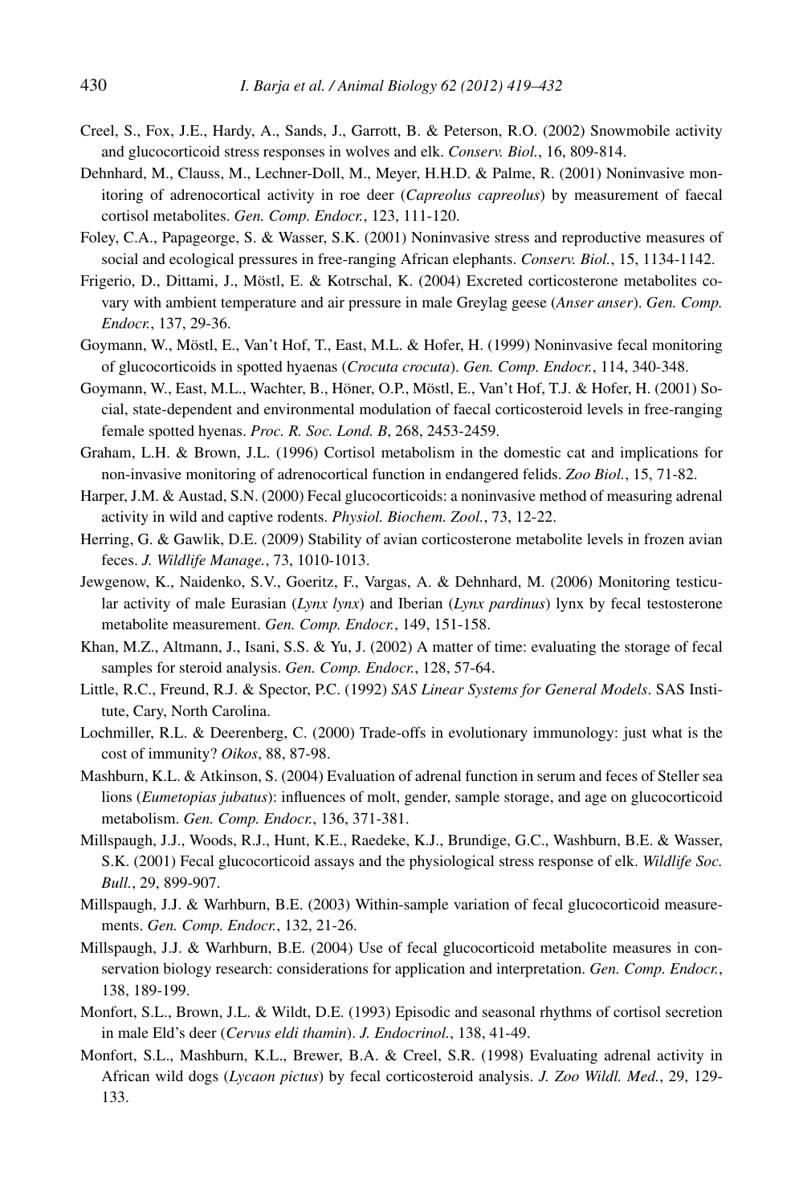Creel, S., Fox, J.E., Hardy, A., Sands, J., Garrott, B. & Peterson, R.O. (2002) Snowmobile activity and glucocorticoid stress responses in wolves and elk. *Conserv. Biol.*, 16, 809-814.

Dehnhard, M., Clauss, M., Lechner-Doll, M., Meyer, H.H.D. & Palme, R. (2001) Noninvasive monitoring of adrenocortical activity in roe deer (*Capreolus capreolus*) by measurement of faecal cortisol metabolites. *Gen. Comp. Endocr.*, 123, 111-120.

Foley, C.A., Papageorge, S. & Wasser, S.K. (2001) Noninvasive stress and reproductive measures of social and ecological pressures in free-ranging African elephants. *Conserv. Biol.*, 15, 1134-1142.

Frigerio, D., Dittami, J., Möstl, E. & Kotrschal, K. (2004) Excreted corticosterone metabolites covary with ambient temperature and air pressure in male Greylag geese (*Anser anser*). *Gen. Comp. Endocr.*, 137, 29-36.

Goymann, W., Möstl, E., Van't Hof, T., East, M.L. & Hofer, H. (1999) Noninvasive fecal monitoring of glucocorticoids in spotted hyaenas (*Crocuta crocuta*). *Gen. Comp. Endocr.*, 114, 340-348.

Goymann, W., East, M.L., Wachter, B., Höner, O.P., Möstl, E., Van't Hof, T.J. & Hofer, H. (2001) Social, state-dependent and environmental modulation of faecal corticosteroid levels in free-ranging female spotted hyenas. *Proc. R. Soc. Lond. B*, 268, 2453-2459.

Graham, L.H. & Brown, J.L. (1996) Cortisol metabolism in the domestic cat and implications for non-invasive monitoring of adrenocortical function in endangered felids. *Zoo Biol.*, 15, 71-82.

Harper, J.M. & Austad, S.N. (2000) Fecal glucocorticoids: a noninvasive method of measuring adrenal activity in wild and captive rodents. *Physiol. Biochem. Zool.*, 73, 12-22.

Herring, G. & Gawlik, D.E. (2009) Stability of avian corticosterone metabolite levels in frozen avian feces. *J. Wildlife Manage.*, 73, 1010-1013.

Jewgenow, K., Naidenko, S.V., Goeritz, F., Vargas, A. & Dehnhard, M. (2006) Monitoring testicular activity of male Eurasian (*Lynx lynx*) and Iberian (*Lynx pardinus*) lynx by fecal testosterone metabolite measurement. *Gen. Comp. Endocr.*, 149, 151-158.

Khan, M.Z., Altmann, J., Isani, S.S. & Yu, J. (2002) A matter of time: evaluating the storage of fecal samples for steroid analysis. *Gen. Comp. Endocr.*, 128, 57-64.

Little, R.C., Freund, R.J. & Spector, P.C. (1992) *SAS Linear Systems for General Models*. SAS Institute, Cary, North Carolina.

Lochmiller, R.L. & Deerenberg, C. (2000) Trade-offs in evolutionary immunology: just what is the cost of immunity? *Oikos*, 88, 87-98.

Mashburn, K.L. & Atkinson, S. (2004) Evaluation of adrenal function in serum and feces of Steller sea lions (*Eumetopias jubatus*): influences of molt, gender, sample storage, and age on glucocorticoid metabolism. *Gen. Comp. Endocr.*, 136, 371-381.

Millspaugh, J.J., Woods, R.J., Hunt, K.E., Raedeke, K.J., Brundige, G.C., Washburn, B.E. & Wasser, S.K. (2001) Fecal glucocorticoid assays and the physiological stress response of elk. *Wildlife Soc. Bull.*, 29, 899-907.

Millspaugh, J.J. & Warhburn, B.E. (2003) Within-sample variation of fecal glucocorticoid measurements. *Gen. Comp. Endocr.*, 132, 21-26.

Millspaugh, J.J. & Warhburn, B.E. (2004) Use of fecal glucocorticoid metabolite measures in conservation biology research: considerations for application and interpretation. *Gen. Comp. Endocr.*, 138, 189-199.

Monfort, S.L., Brown, J.L. & Wildt, D.E. (1993) Episodic and seasonal rhythms of cortisol secretion in male Eld's deer (*Cervus eldi thamin*). *J. Endocrinol.*, 138, 41-49.

Monfort, S.L., Mashburn, K.L., Brewer, B.A. & Creel, S.R. (1998) Evaluating adrenal activity in African wild dogs (*Lycaon pictus*) by fecal corticosteroid analysis. *J. Zoo Wildl. Med.*, 29, 129-133.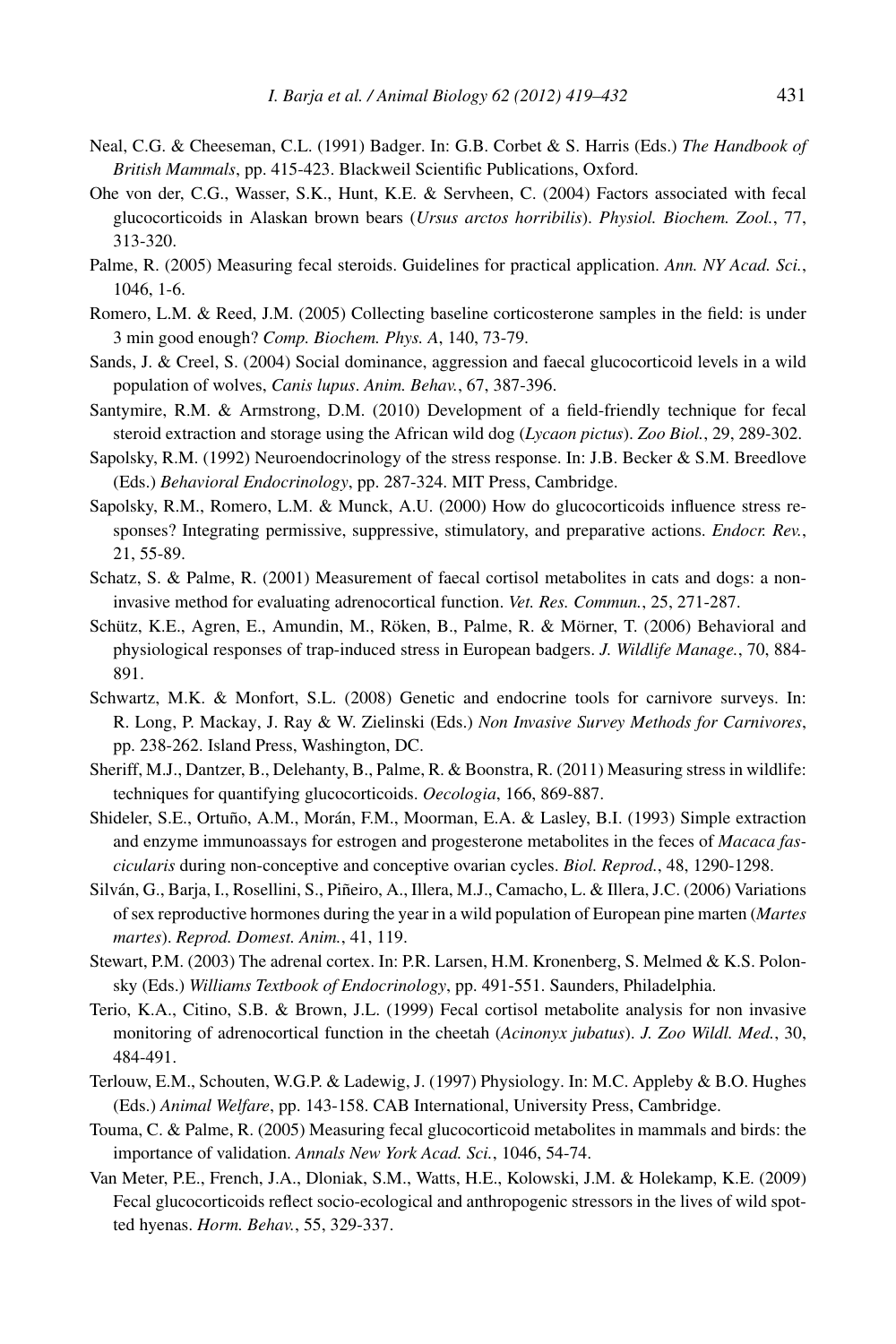Neal, C.G. & Cheeseman, C.L. (1991) Badger. In: G.B. Corbet & S. Harris (Eds.) *The Handbook of British Mammals*, pp. 415-423. Blackweil Scientific Publications, Oxford.

Ohe von der, C.G., Wasser, S.K., Hunt, K.E. & Servheen, C. (2004) Factors associated with fecal glucocorticoids in Alaskan brown bears (*Ursus arctos horribilis*). *Physiol. Biochem. Zool.*, 77, 313-320.

Palme, R. (2005) Measuring fecal steroids. Guidelines for practical application. *Ann. NY Acad. Sci.*, 1046, 1-6.

Romero, L.M. & Reed, J.M. (2005) Collecting baseline corticosterone samples in the field: is under 3 min good enough? *Comp. Biochem. Phys. A*, 140, 73-79.

Sands, J. & Creel, S. (2004) Social dominance, aggression and faecal glucocorticoid levels in a wild population of wolves, *Canis lupus*. *Anim. Behav.*, 67, 387-396.

Santymire, R.M. & Armstrong, D.M. (2010) Development of a field-friendly technique for fecal steroid extraction and storage using the African wild dog (*Lycaon pictus*). *Zoo Biol.*, 29, 289-302.

Sapolsky, R.M. (1992) Neuroendocrinology of the stress response. In: J.B. Becker & S.M. Breedlove (Eds.) *Behavioral Endocrinology*, pp. 287-324. MIT Press, Cambridge.

Sapolsky, R.M., Romero, L.M. & Munck, A.U. (2000) How do glucocorticoids influence stress responses? Integrating permissive, suppressive, stimulatory, and preparative actions. *Endocr. Rev.*, 21, 55-89.

Schatz, S. & Palme, R. (2001) Measurement of faecal cortisol metabolites in cats and dogs: a non-invasive method for evaluating adrenocortical function. *Vet. Res. Commun.*, 25, 271-287.

Schütz, K.E., Agren, E., Amundin, M., Röken, B., Palme, R. & Mörner, T. (2006) Behavioral and physiological responses of trap-induced stress in European badgers. *J. Wildlife Manage.*, 70, 884-891.

Schwartz, M.K. & Monfort, S.L. (2008) Genetic and endocrine tools for carnivore surveys. In: R. Long, P. Mackay, J. Ray & W. Zielinski (Eds.) *Non Invasive Survey Methods for Carnivores*, pp. 238-262. Island Press, Washington, DC.

Sheriff, M.J., Dantzer, B., Delehanty, B., Palme, R. & Boonstra, R. (2011) Measuring stress in wildlife: techniques for quantifying glucocorticoids. *Oecologia*, 166, 869-887.

Shideler, S.E., Ortuño, A.M., Morán, F.M., Moorman, E.A. & Lasley, B.I. (1993) Simple extraction and enzyme immunoassays for estrogen and progesterone metabolites in the feces of *Macaca fascicularis* during non-conceptive and conceptive ovarian cycles. *Biol. Reprod.*, 48, 1290-1298.

Silván, G., Barja, I., Rosellini, S., Piñeiro, A., Illera, M.J., Camacho, L. & Illera, J.C. (2006) Variations of sex reproductive hormones during the year in a wild population of European pine marten (*Martes martes*). *Reprod. Domest. Anim.*, 41, 119.

Stewart, P.M. (2003) The adrenal cortex. In: P.R. Larsen, H.M. Kronenberg, S. Melmed & K.S. Polonsky (Eds.) *Williams Textbook of Endocrinology*, pp. 491-551. Saunders, Philadelphia.

Terio, K.A., Citino, S.B. & Brown, J.L. (1999) Fecal cortisol metabolite analysis for non invasive monitoring of adrenocortical function in the cheetah (*Acinonyx jubatus*). *J. Zoo Wildl. Med.*, 30, 484-491.

Terlouw, E.M., Schouten, W.G.P. & Ladewig, J. (1997) Physiology. In: M.C. Appleby & B.O. Hughes (Eds.) *Animal Welfare*, pp. 143-158. CAB International, University Press, Cambridge.

Touma, C. & Palme, R. (2005) Measuring fecal glucocorticoid metabolites in mammals and birds: the importance of validation. *Annals New York Acad. Sci.*, 1046, 54-74.

Van Meter, P.E., French, J.A., Dloniak, S.M., Watts, H.E., Kolowski, J.M. & Holekamp, K.E. (2009) Fecal glucocorticoids reflect socio-ecological and anthropogenic stressors in the lives of wild spotted hyenas. *Horm. Behav.*, 55, 329-337.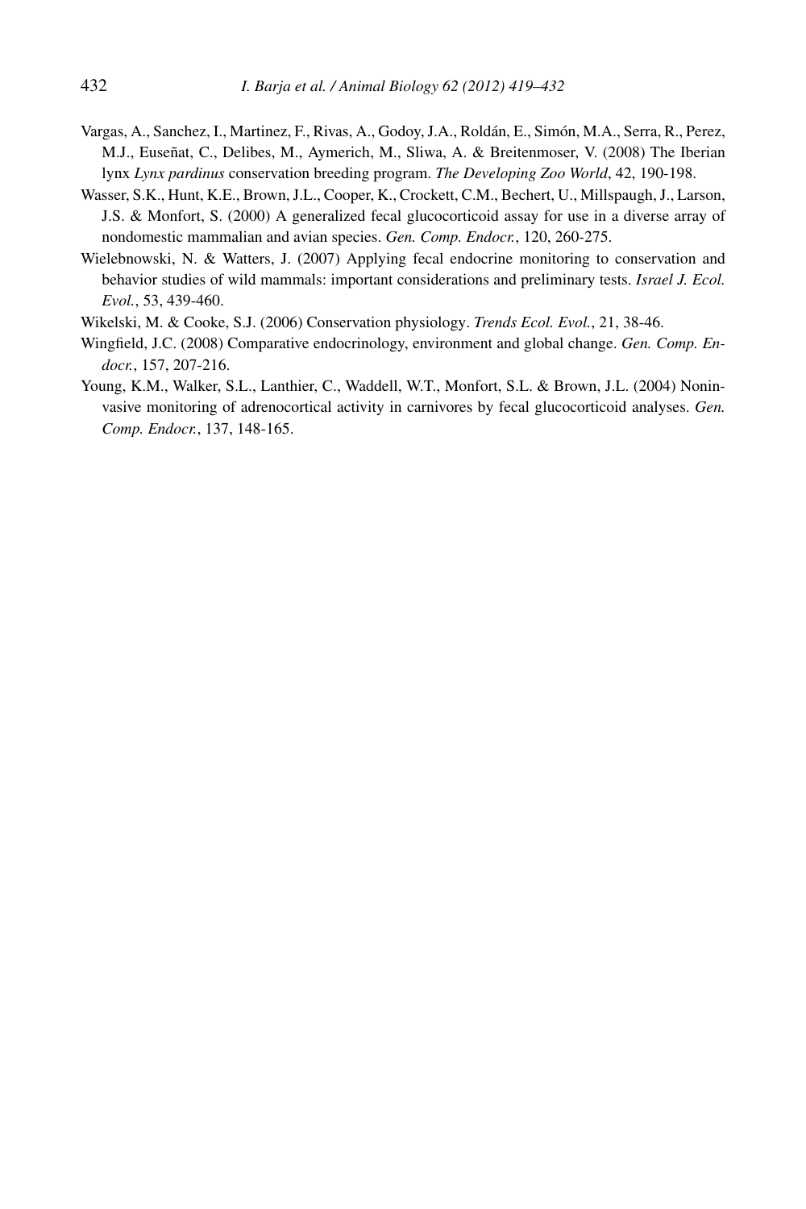Vargas, A., Sanchez, I., Martinez, F., Rivas, A., Godoy, J.A., Roldán, E., Simón, M.A., Serra, R., Perez, M.J., Euseñat, C., Delibes, M., Aymerich, M., Sliwa, A. & Breitenmoser, V. (2008) The Iberian lynx *Lynx pardinus* conservation breeding program. *The Developing Zoo World*, 42, 190-198.

Wasser, S.K., Hunt, K.E., Brown, J.L., Cooper, K., Crockett, C.M., Bechert, U., Millspaugh, J., Larson, J.S. & Monfort, S. (2000) A generalized fecal glucocorticoid assay for use in a diverse array of nondomestic mammalian and avian species. *Gen. Comp. Endocr.*, 120, 260-275.

Wielebnowski, N. & Watters, J. (2007) Applying fecal endocrine monitoring to conservation and behavior studies of wild mammals: important considerations and preliminary tests. *Israel J. Ecol. Evol.*, 53, 439-460.

Wikelski, M. & Cooke, S.J. (2006) Conservation physiology. *Trends Ecol. Evol.*, 21, 38-46.

Wingfield, J.C. (2008) Comparative endocrinology, environment and global change. *Gen. Comp. Endocr.*, 157, 207-216.

Young, K.M., Walker, S.L., Lanthier, C., Waddell, W.T., Monfort, S.L. & Brown, J.L. (2004) Noninvasive monitoring of adrenocortical activity in carnivores by fecal glucocorticoid analyses. *Gen. Comp. Endocr.*, 137, 148-165.